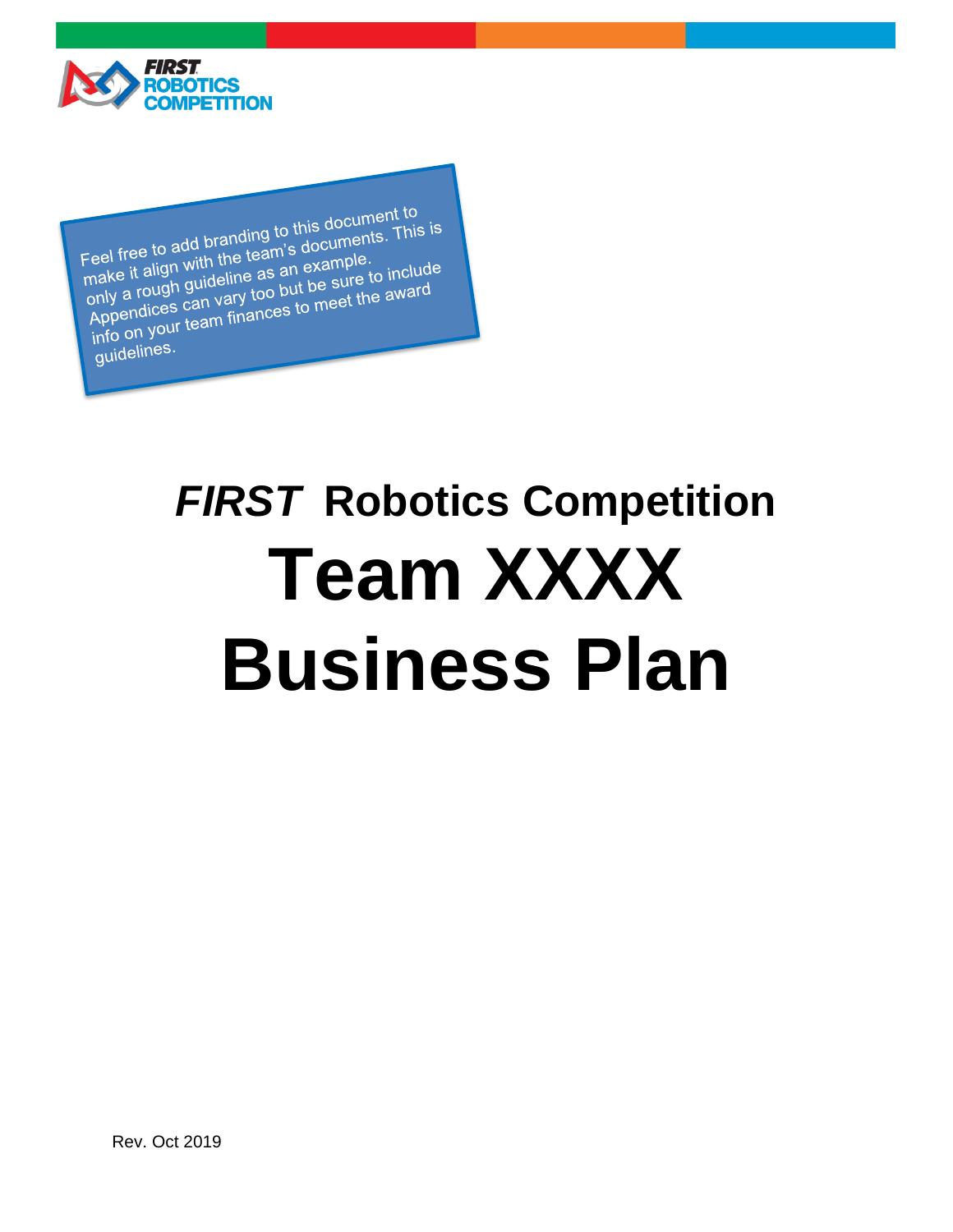Feel free to add branding to this document to make it align with the team's documents. This is only a rough guideline as an example. Appendices can vary too but be sure to include info on your team finances to meet the award guidelines.

# *FIRST* Robotics Competition

# Team XXXX

# Business Plan

Rev. Oct 2019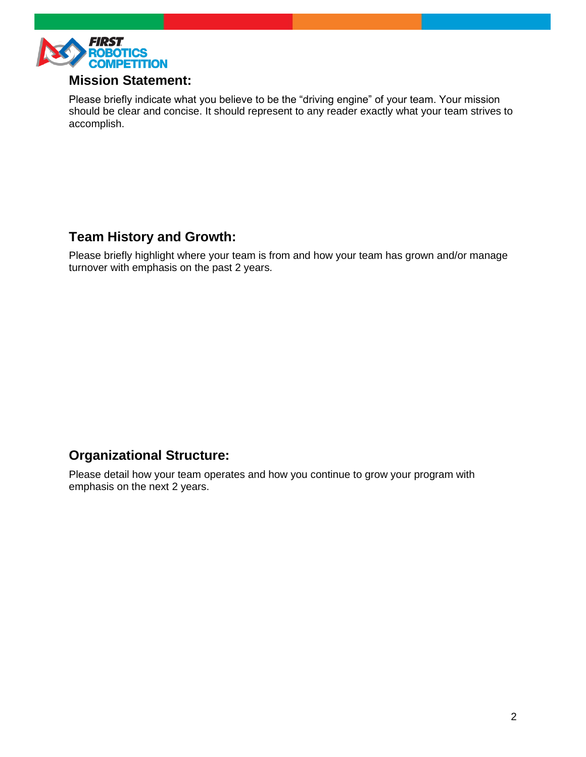## Mission Statement:

Please briefly indicate what you believe to be the "driving engine" of your team. Your mission should be clear and concise. It should represent to any reader exactly what your team strives to accomplish.

## Team History and Growth:

Please briefly highlight where your team is from and how your team has grown and/or manage turnover with emphasis on the past 2 years.

## Organizational Structure:

Please detail how your team operates and how you continue to grow your program with emphasis on the next 2 years.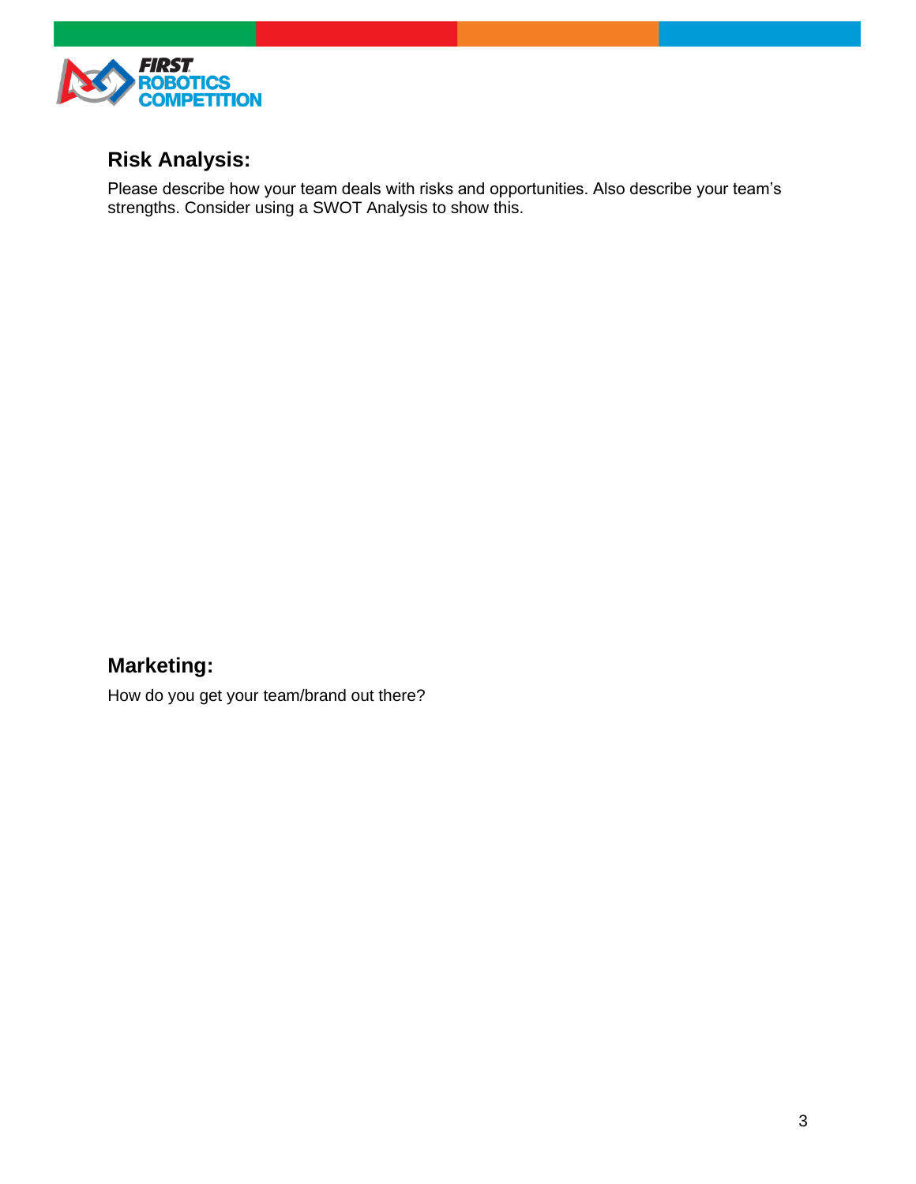## Risk Analysis:

Please describe how your team deals with risks and opportunities. Also describe your team's strengths. Consider using a SWOT Analysis to show this.

## Marketing:

How do you get your team/brand out there?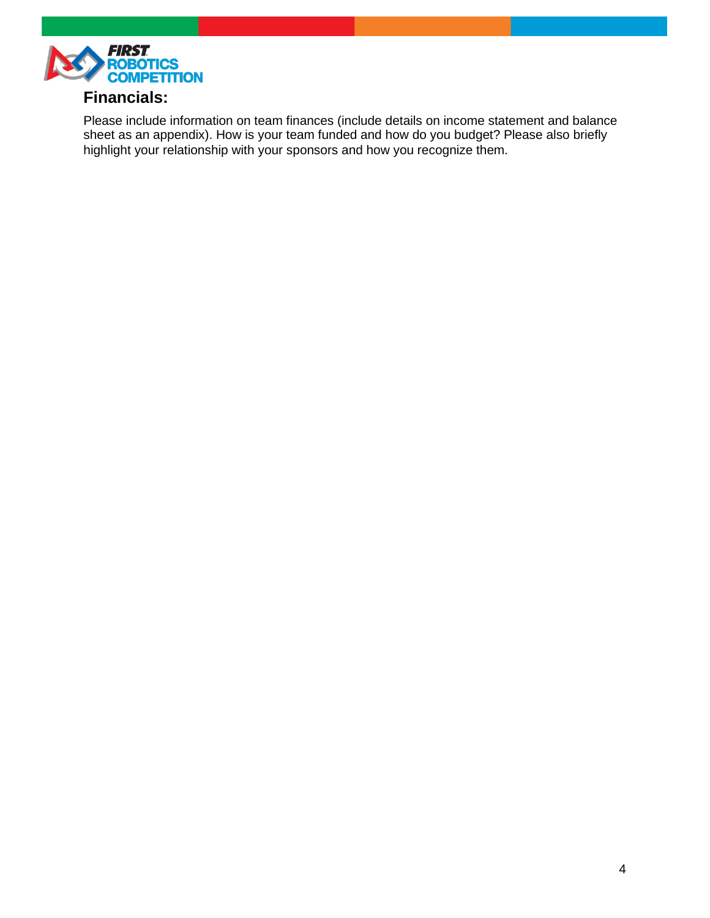## Financials:

Please include information on team finances (include details on income statement and balance sheet as an appendix). How is your team funded and how do you budget? Please also briefly highlight your relationship with your sponsors and how you recognize them.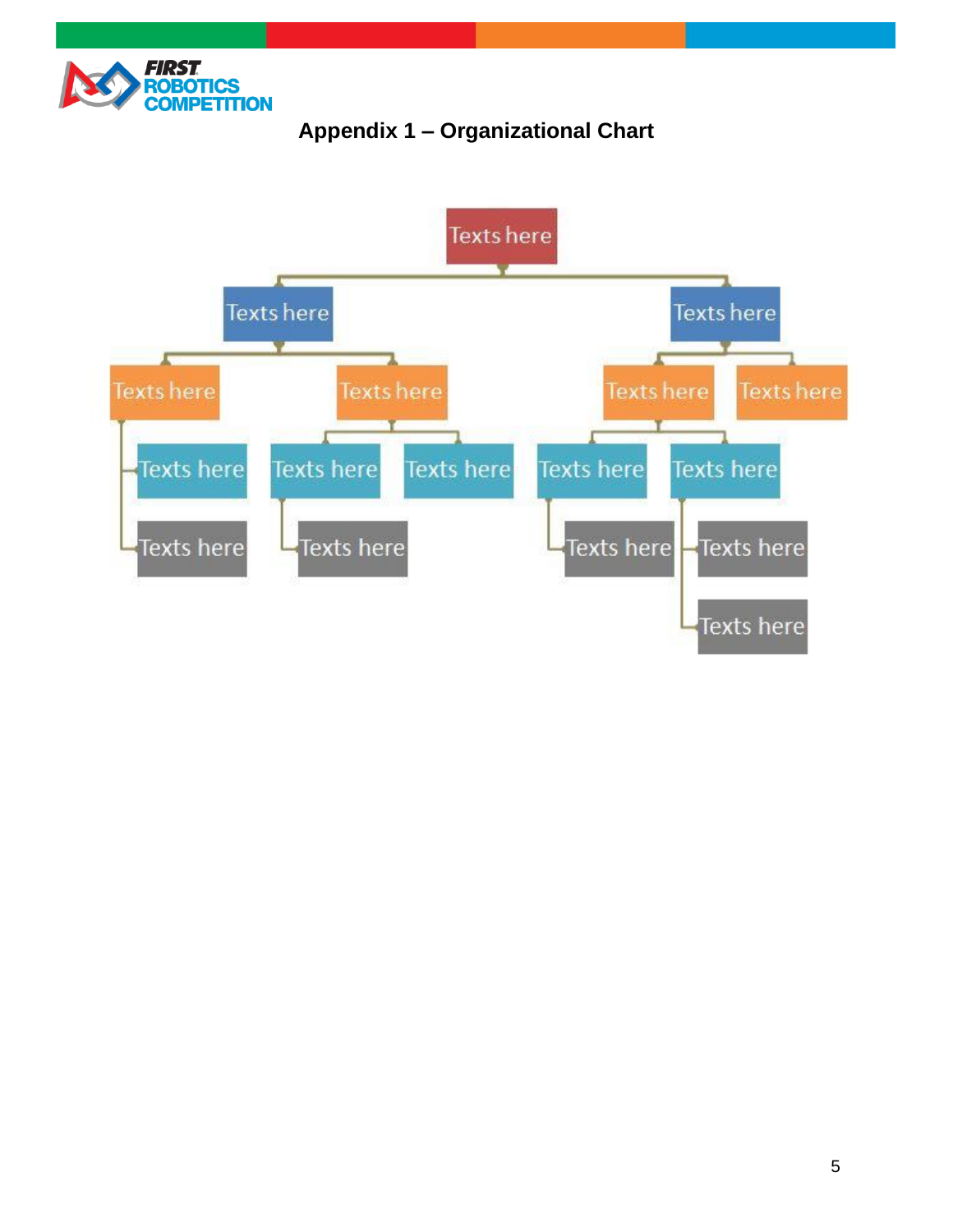# Appendix 1 – Organizational Chart

- Texts here
  - Texts here
    - Texts here
      - Texts here
      - Texts here
    - Texts here
      - Texts here
        - Texts here
      - Texts here
  - Texts here
    - Texts here
      - Texts here
        - Texts here
      - Texts here
        - Texts here
        - Texts here
    - Texts here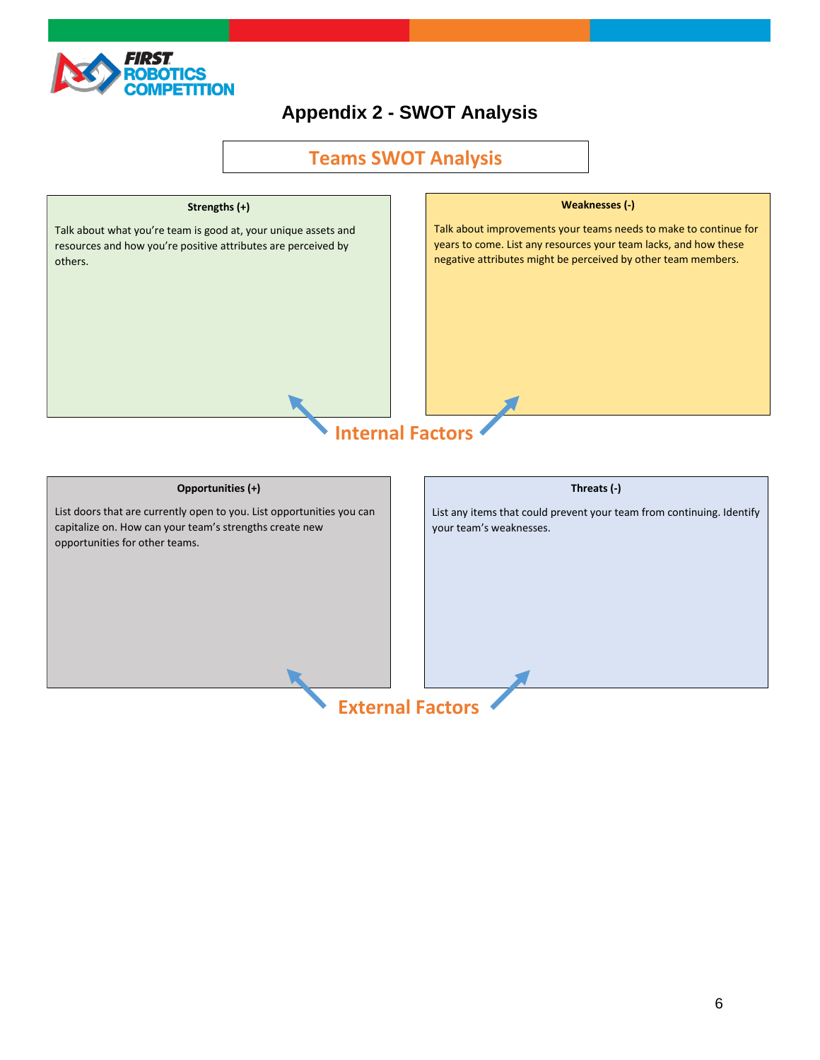# Appendix 2 - SWOT Analysis

## Teams SWOT Analysis

**Strengths (+)**

Talk about what you're team is good at, your unique assets and resources and how you're positive attributes are perceived by others.

**Weaknesses (-)**

Talk about improvements your teams needs to make to continue for years to come. List any resources your team lacks, and how these negative attributes might be perceived by other team members.

**Internal Factors**

**Opportunities (+)**

List doors that are currently open to you. List opportunities you can capitalize on. How can your team's strengths create new opportunities for other teams.

**Threats (-)**

List any items that could prevent your team from continuing. Identify your team's weaknesses.

**External Factors**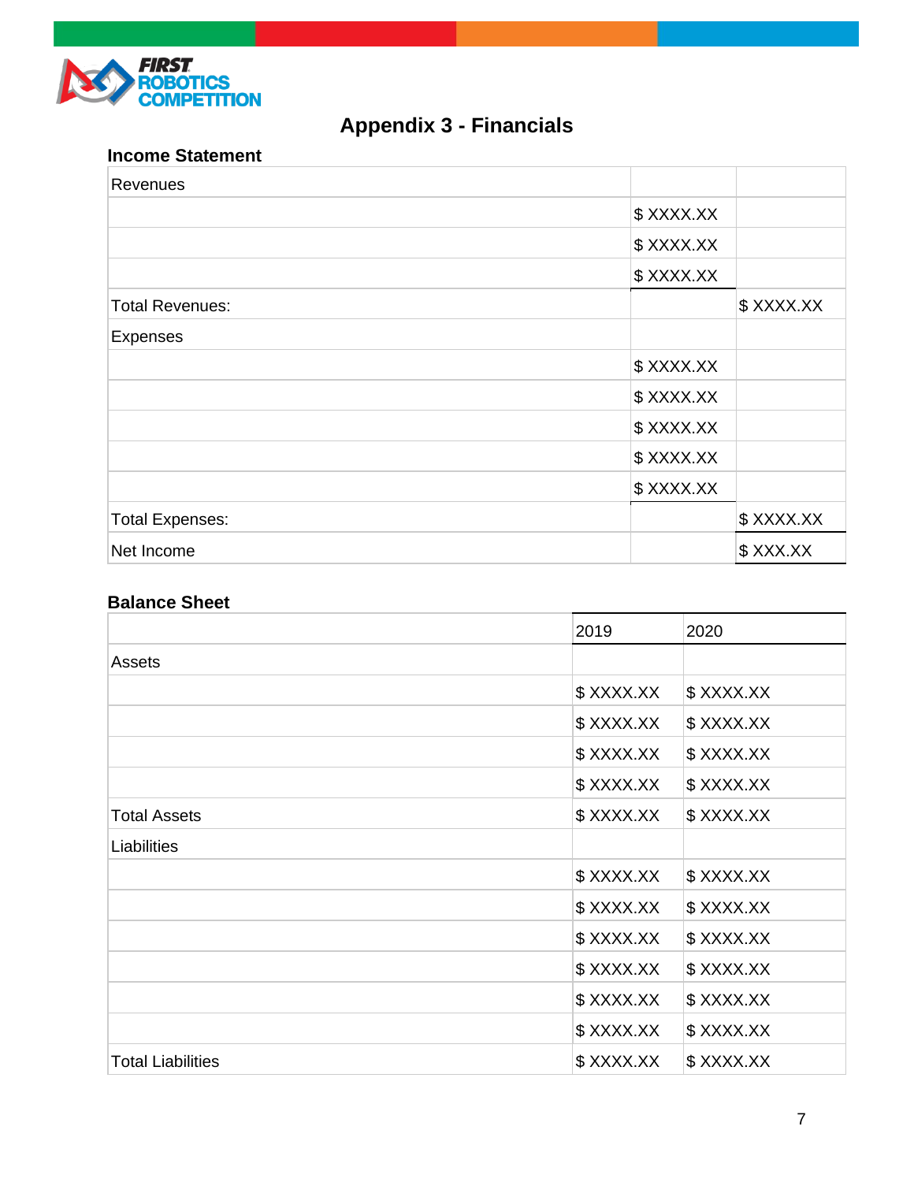FIRST ROBOTICS COMPETITION

# Appendix 3 - Financials

### Income Statement

| | | |
|---|---|---|
| Revenues | | |
| | $ XXXX.XX | |
| | $ XXXX.XX | |
| | $ XXXX.XX | |
| Total Revenues: | | $ XXXX.XX |
| Expenses | | |
| | $ XXXX.XX | |
| | $ XXXX.XX | |
| | $ XXXX.XX | |
| | $ XXXX.XX | |
| | $ XXXX.XX | |
| Total Expenses: | | $ XXXX.XX |
| Net Income | | $ XXX.XX |

### Balance Sheet

| | 2019 | 2020 |
|---|---|---|
| Assets | | |
| | $ XXXX.XX | $ XXXX.XX |
| | $ XXXX.XX | $ XXXX.XX |
| | $ XXXX.XX | $ XXXX.XX |
| | $ XXXX.XX | $ XXXX.XX |
| Total Assets | $ XXXX.XX | $ XXXX.XX |
| Liabilities | | |
| | $ XXXX.XX | $ XXXX.XX |
| | $ XXXX.XX | $ XXXX.XX |
| | $ XXXX.XX | $ XXXX.XX |
| | $ XXXX.XX | $ XXXX.XX |
| | $ XXXX.XX | $ XXXX.XX |
| | $ XXXX.XX | $ XXXX.XX |
| Total Liabilities | $ XXXX.XX | $ XXXX.XX |